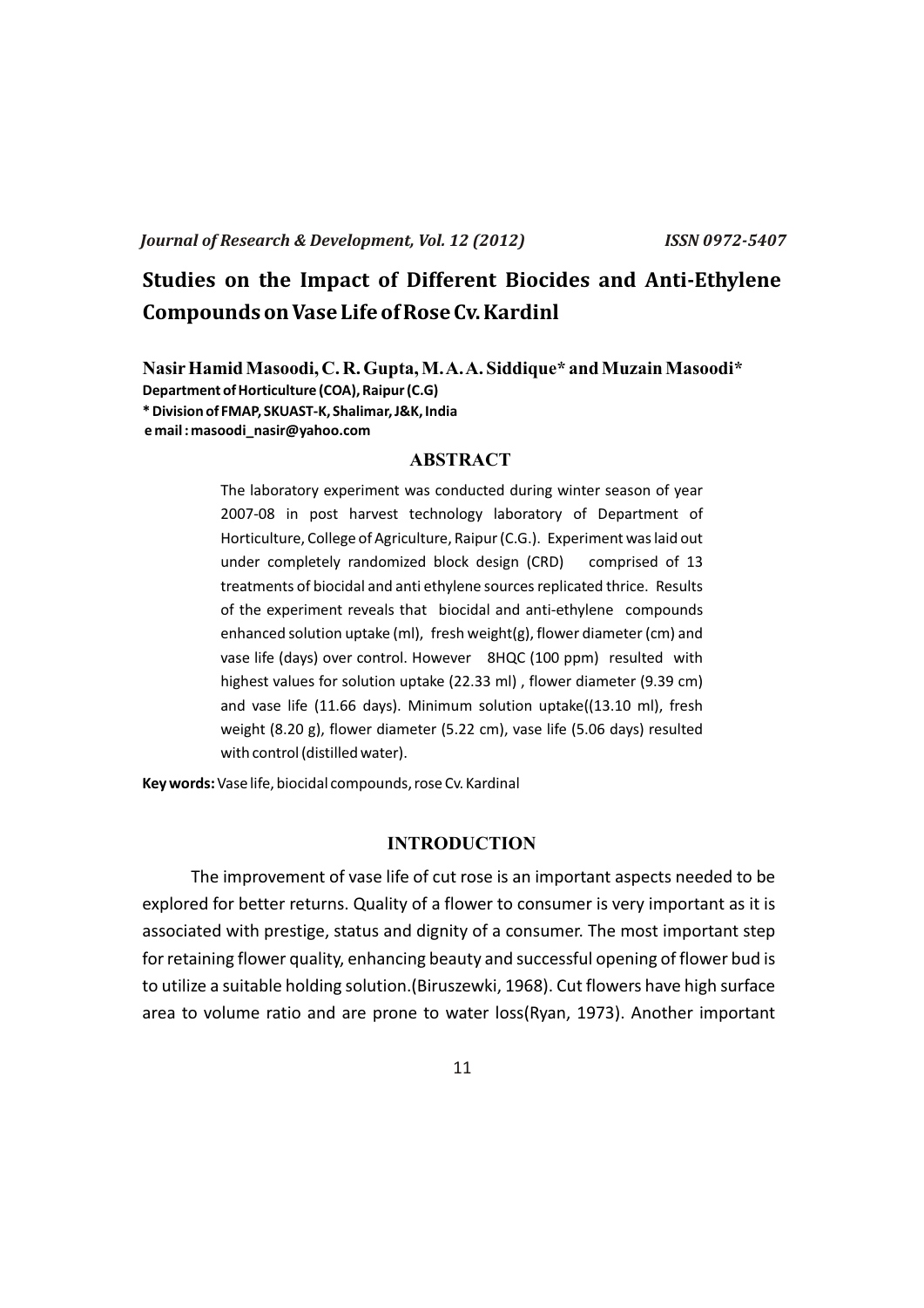# Studies on the Impact of Different Biocides and Anti-Ethylene Compounds on Vase Life of Rose Cv. Kardinl

**Nasir Hamid Masoodi, C. R. Gupta, M. A. A. Siddique* and Muzain Masoodi***

**Department of Horticulture (COA), Raipur (C.G)**

*** Division of FMAP, SKUAST-K, Shalimar, J&K, India**

**e mail : masoodi_nasir@yahoo.com**

## ABSTRACT

The laboratory experiment was conducted during winter season of year 2007-08 in post harvest technology laboratory of Department of Horticulture, College of Agriculture, Raipur (C.G.). Experiment was laid out under completely randomized block design (CRD) comprised of 13 treatments of biocidal and anti ethylene sources replicated thrice. Results of the experiment reveals that biocidal and anti-ethylene compounds enhanced solution uptake (ml), fresh weight(g), flower diameter (cm) and vase life (days) over control. However 8HQC (100 ppm) resulted with highest values for solution uptake (22.33 ml) , flower diameter (9.39 cm) and vase life (11.66 days). Minimum solution uptake((13.10 ml), fresh weight (8.20 g), flower diameter (5.22 cm), vase life (5.06 days) resulted with control (distilled water).

**Key words:** Vase life, biocidal compounds, rose Cv. Kardinal

## INTRODUCTION

The improvement of vase life of cut rose is an important aspects needed to be explored for better returns. Quality of a flower to consumer is very important as it is associated with prestige, status and dignity of a consumer. The most important step for retaining flower quality, enhancing beauty and successful opening of flower bud is to utilize a suitable holding solution.(Biruszewki, 1968). Cut flowers have high surface area to volume ratio and are prone to water loss(Ryan, 1973). Another important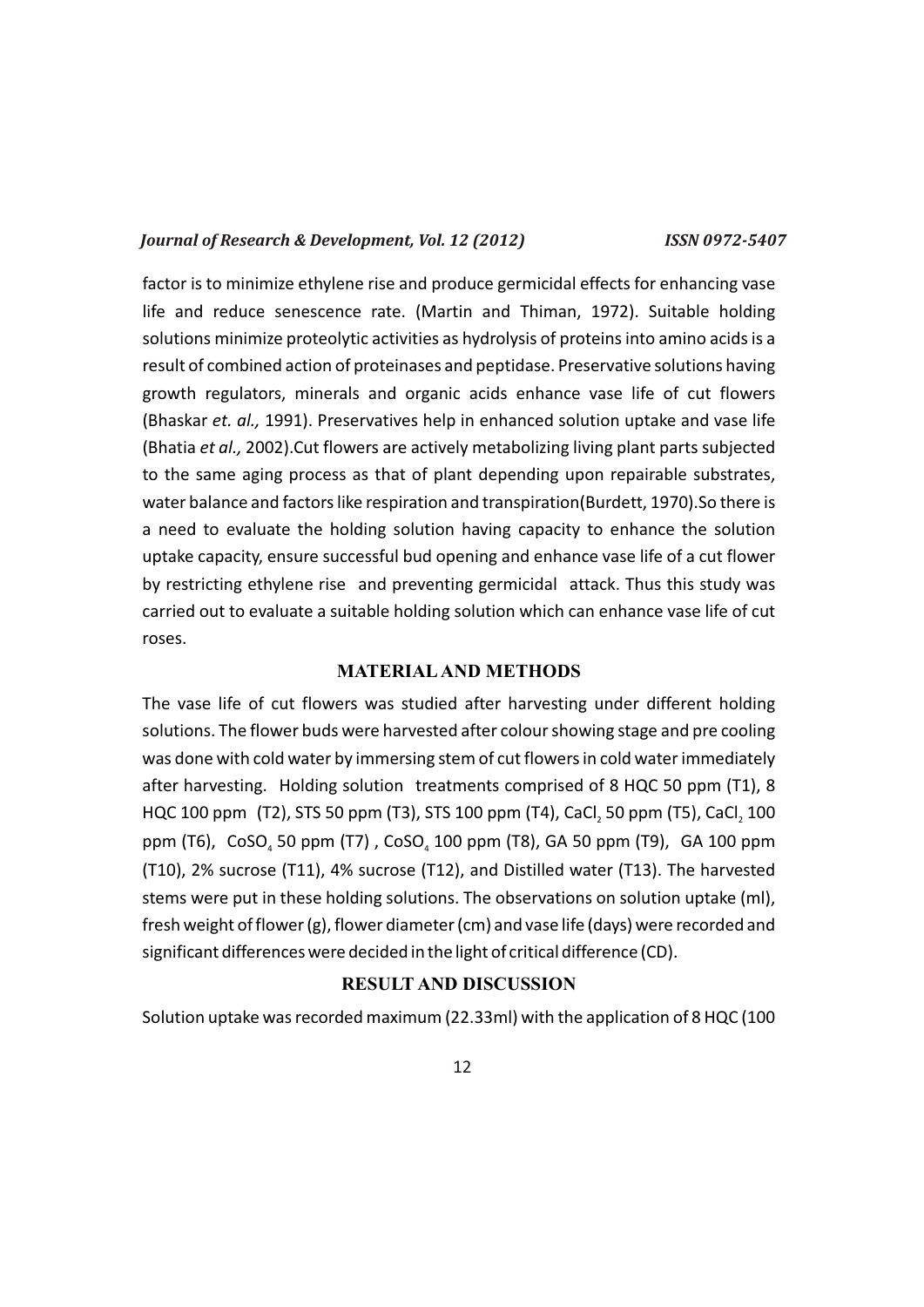factor is to minimize ethylene rise and produce germicidal effects for enhancing vase life and reduce senescence rate. (Martin and Thiman, 1972). Suitable holding solutions minimize proteolytic activities as hydrolysis of proteins into amino acids is a result of combined action of proteinases and peptidase. Preservative solutions having growth regulators, minerals and organic acids enhance vase life of cut flowers (Bhaskar *et. al.,* 1991). Preservatives help in enhanced solution uptake and vase life (Bhatia *et al.,* 2002).Cut flowers are actively metabolizing living plant parts subjected to the same aging process as that of plant depending upon repairable substrates, water balance and factors like respiration and transpiration(Burdett, 1970).So there is a need to evaluate the holding solution having capacity to enhance the solution uptake capacity, ensure successful bud opening and enhance vase life of a cut flower by restricting ethylene rise and preventing germicidal attack. Thus this study was carried out to evaluate a suitable holding solution which can enhance vase life of cut roses.

## MATERIAL AND METHODS

The vase life of cut flowers was studied after harvesting under different holding solutions. The flower buds were harvested after colour showing stage and pre cooling was done with cold water by immersing stem of cut flowers in cold water immediately after harvesting. Holding solution treatments comprised of 8 HQC 50 ppm (T1), 8 HQC 100 ppm (T2), STS 50 ppm (T3), STS 100 ppm (T4), $CaCl_2$ 50 ppm (T5), $CaCl_2$ 100 ppm (T6), $CoSO_4$ 50 ppm (T7) , $CoSO_4$ 100 ppm (T8), GA 50 ppm (T9), GA 100 ppm (T10), 2% sucrose (T11), 4% sucrose (T12), and Distilled water (T13). The harvested stems were put in these holding solutions. The observations on solution uptake (ml), fresh weight of flower (g), flower diameter (cm) and vase life (days) were recorded and significant differences were decided in the light of critical difference (CD).

## RESULT AND DISCUSSION

Solution uptake was recorded maximum (22.33ml) with the application of 8 HQC (100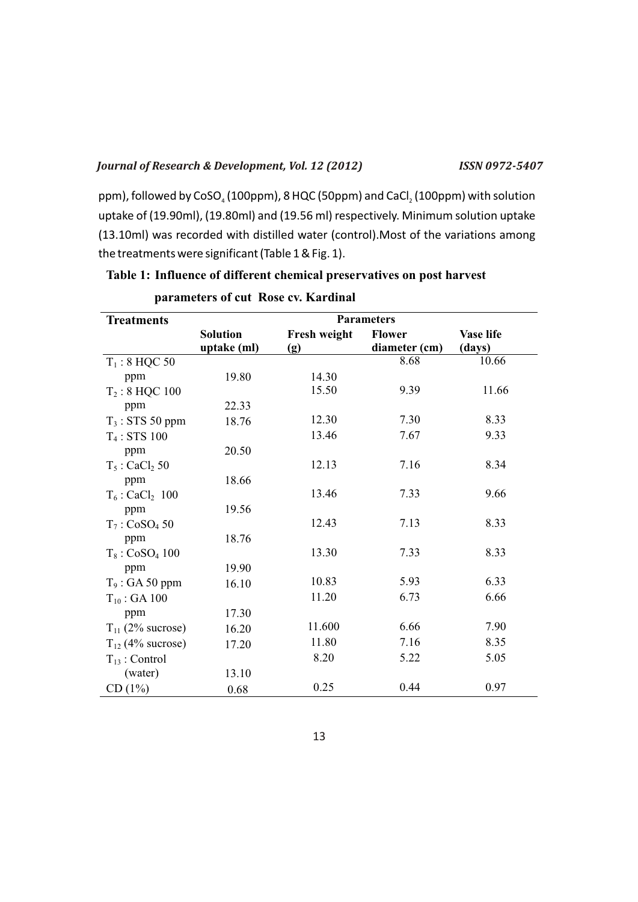ppm), followed by $CoSO_4$ (100ppm), 8 HQC (50ppm) and $CaCl_2$ (100ppm) with solution uptake of (19.90ml), (19.80ml) and (19.56 ml) respectively. Minimum solution uptake (13.10ml) was recorded with distilled water (control).Most of the variations among the treatments were significant (Table 1 & Fig. 1).

**Table 1: Influence of different chemical preservatives on post harvest parameters of cut Rose cv. Kardinal**

| Treatments | Parameters | | | |
|---|---|---|---|---|
| | Solution uptake (ml) | Fresh weight (g) | Flower diameter (cm) | Vase life (days) |
| $T_1$ : 8 HQC 50 ppm | 19.80 | 14.30 | 8.68 | 10.66 |
| $T_2$ : 8 HQC 100 ppm | 22.33 | 15.50 | 9.39 | 11.66 |
| $T_3$ : STS 50 ppm | 18.76 | 12.30 | 7.30 | 8.33 |
| $T_4$ : STS 100 ppm | 20.50 | 13.46 | 7.67 | 9.33 |
| $T_5$ : $CaCl_2$ 50 ppm | 18.66 | 12.13 | 7.16 | 8.34 |
| $T_6$ : $CaCl_2$ 100 ppm | 19.56 | 13.46 | 7.33 | 9.66 |
| $T_7$ : $CoSO_4$ 50 ppm | 18.76 | 12.43 | 7.13 | 8.33 |
| $T_8$ : $CoSO_4$ 100 ppm | 19.90 | 13.30 | 7.33 | 8.33 |
| $T_9$ : GA 50 ppm | 16.10 | 10.83 | 5.93 | 6.33 |
| $T_{10}$ : GA 100 ppm | 17.30 | 11.20 | 6.73 | 6.66 |
| $T_{11}$ (2% sucrose) | 16.20 | 11.600 | 6.66 | 7.90 |
| $T_{12}$ (4% sucrose) | 17.20 | 11.80 | 7.16 | 8.35 |
| $T_{13}$ : Control (water) | 13.10 | 8.20 | 5.22 | 5.05 |
| CD (1%) | 0.68 | 0.25 | 0.44 | 0.97 |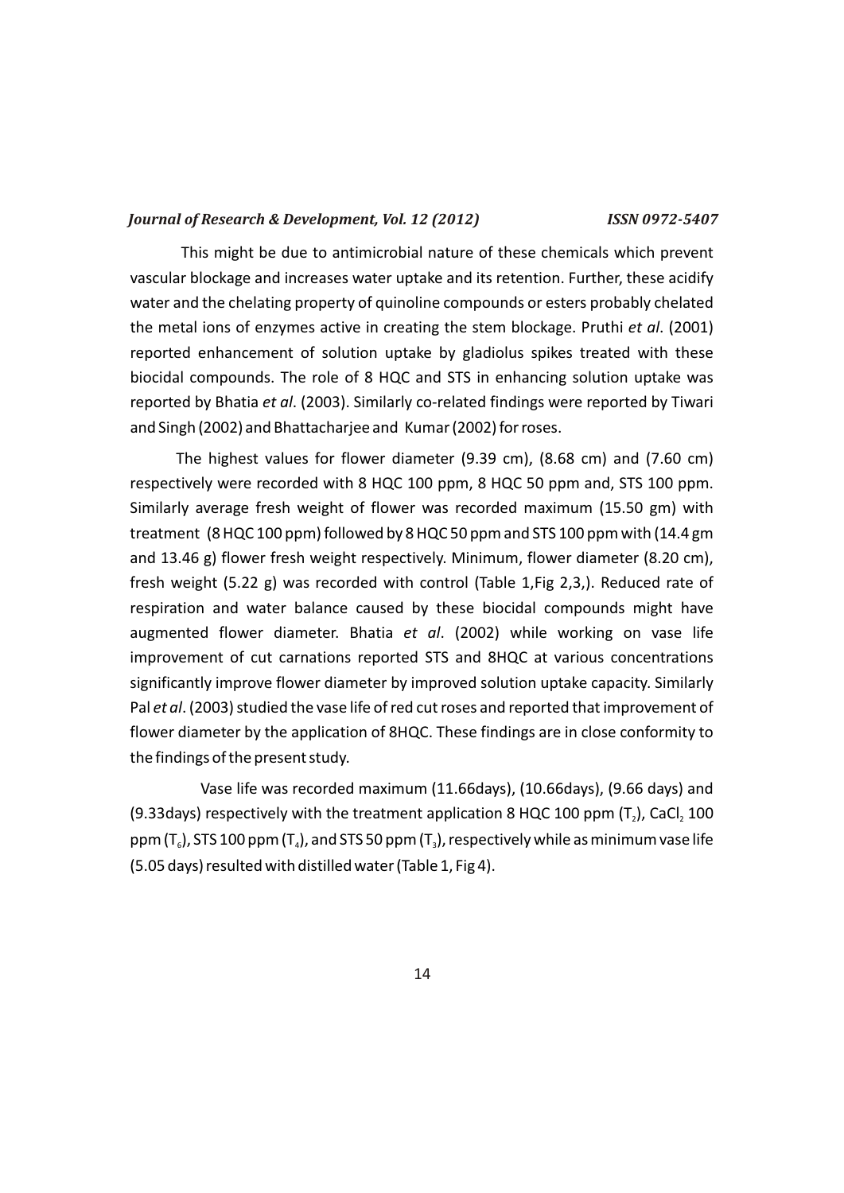This might be due to antimicrobial nature of these chemicals which prevent vascular blockage and increases water uptake and its retention. Further, these acidify water and the chelating property of quinoline compounds or esters probably chelated the metal ions of enzymes active in creating the stem blockage. Pruthi *et al*. (2001) reported enhancement of solution uptake by gladiolus spikes treated with these biocidal compounds. The role of 8 HQC and STS in enhancing solution uptake was reported by Bhatia *et al*. (2003). Similarly co-related findings were reported by Tiwari and Singh (2002) and Bhattacharjee and Kumar (2002) for roses.

The highest values for flower diameter (9.39 cm), (8.68 cm) and (7.60 cm) respectively were recorded with 8 HQC 100 ppm, 8 HQC 50 ppm and, STS 100 ppm. Similarly average fresh weight of flower was recorded maximum (15.50 gm) with treatment (8 HQC 100 ppm) followed by 8 HQC 50 ppm and STS 100 ppm with (14.4 gm and 13.46 g) flower fresh weight respectively. Minimum, flower diameter (8.20 cm), fresh weight (5.22 g) was recorded with control (Table 1, Fig 2,3,). Reduced rate of respiration and water balance caused by these biocidal compounds might have augmented flower diameter. Bhatia *et al*. (2002) while working on vase life improvement of cut carnations reported STS and 8HQC at various concentrations significantly improve flower diameter by improved solution uptake capacity. Similarly Pal *et al*. (2003) studied the vase life of red cut roses and reported that improvement of flower diameter by the application of 8HQC. These findings are in close conformity to the findings of the present study.

Vase life was recorded maximum (11.66days), (10.66days), (9.66 days) and (9.33days) respectively with the treatment application 8 HQC 100 ppm ($T_2$), $CaCl_2$ 100 ppm ($T_6$), STS 100 ppm ($T_4$), and STS 50 ppm ($T_3$), respectively while as minimum vase life (5.05 days) resulted with distilled water (Table 1, Fig 4).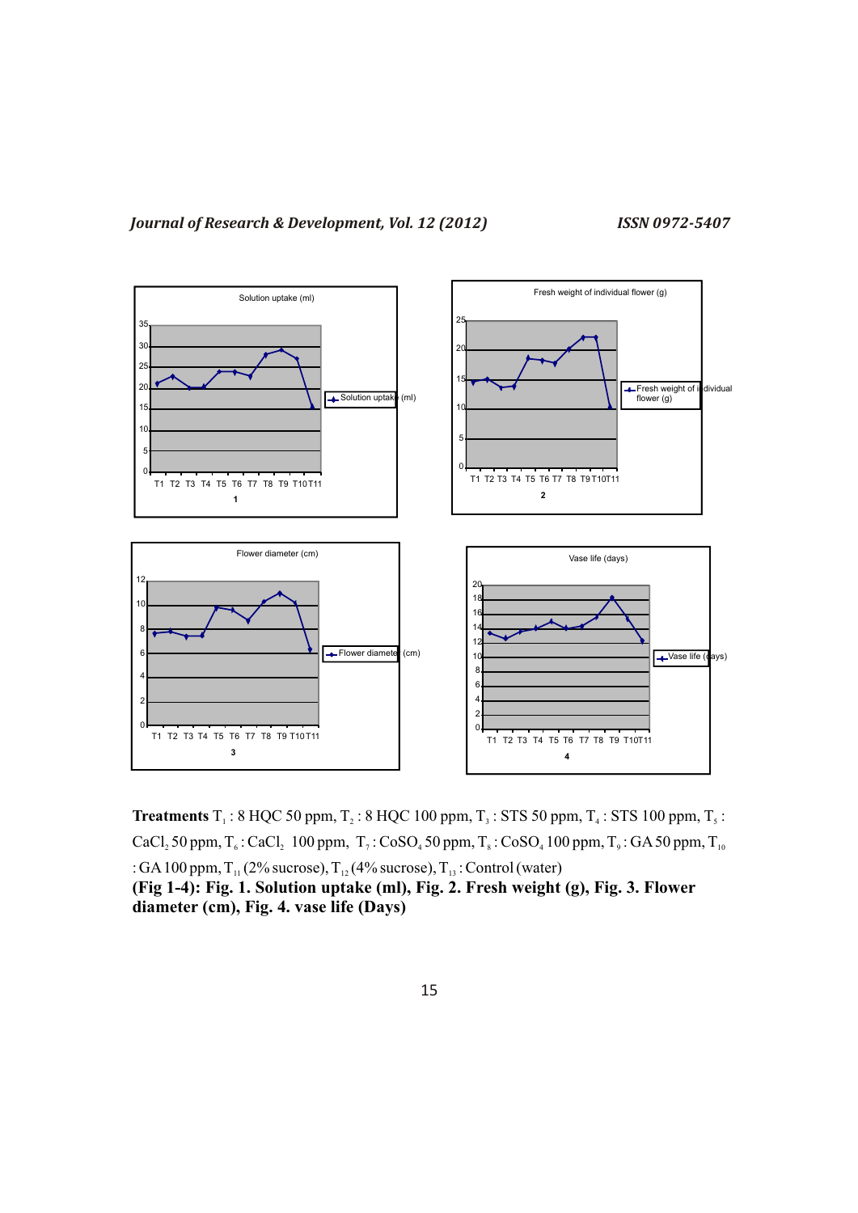**Treatments** $T_1$ : 8 HQC 50 ppm, $T_2$ : 8 HQC 100 ppm, $T_3$ : STS 50 ppm, $T_4$ : STS 100 ppm, $T_5$ : $CaCl_2$ 50 ppm, $T_6$ : $CaCl_2$ 100 ppm, $T_7$ : $CoSO_4$ 50 ppm, $T_8$ : $CoSO_4$ 100 ppm, $T_9$ : GA 50 ppm, $T_{10}$ : GA 100 ppm, $T_{11}$ (2% sucrose), $T_{12}$ (4% sucrose), $T_{13}$ : Control (water)

**(Fig 1-4): Fig. 1. Solution uptake (ml), Fig. 2. Fresh weight (g), Fig. 3. Flower diameter (cm), Fig. 4. vase life (Days)**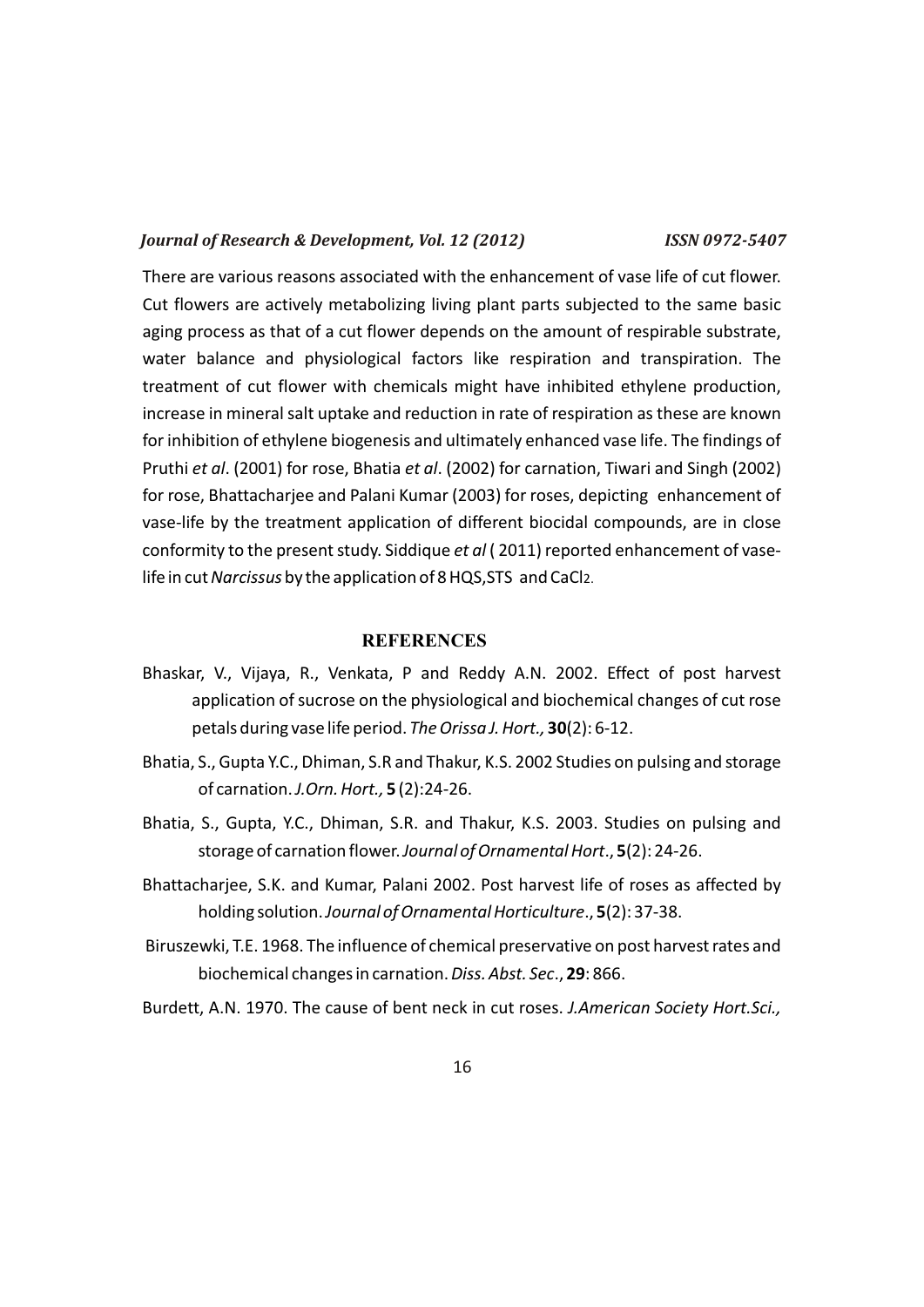There are various reasons associated with the enhancement of vase life of cut flower. Cut flowers are actively metabolizing living plant parts subjected to the same basic aging process as that of a cut flower depends on the amount of respirable substrate, water balance and physiological factors like respiration and transpiration. The treatment of cut flower with chemicals might have inhibited ethylene production, increase in mineral salt uptake and reduction in rate of respiration as these are known for inhibition of ethylene biogenesis and ultimately enhanced vase life. The findings of Pruthi *et al*. (2001) for rose, Bhatia *et al*. (2002) for carnation, Tiwari and Singh (2002) for rose, Bhattacharjee and Palani Kumar (2003) for roses, depicting enhancement of vase-life by the treatment application of different biocidal compounds, are in close conformity to the present study. Siddique *et al* ( 2011) reported enhancement of vase-life in cut *Narcissus* by the application of 8 HQS,STS and $CaCl_2$.

## REFERENCES

Bhaskar, V., Vijaya, R., Venkata, P and Reddy A.N. 2002. Effect of post harvest application of sucrose on the physiological and biochemical changes of cut rose petals during vase life period. *The Orissa J. Hort.,* **30**(2): 6-12.

Bhatia, S., Gupta Y.C., Dhiman, S.R and Thakur, K.S. 2002 Studies on pulsing and storage of carnation. *J.Orn. Hort.,* **5** (2):24-26.

Bhatia, S., Gupta, Y.C., Dhiman, S.R. and Thakur, K.S. 2003. Studies on pulsing and storage of carnation flower. *Journal of Ornamental Hort*., **5**(2): 24-26.

Bhattacharjee, S.K. and Kumar, Palani 2002. Post harvest life of roses as affected by holding solution. *Journal of Ornamental Horticulture*., **5**(2): 37-38.

Biruszewki, T.E. 1968. The influence of chemical preservative on post harvest rates and biochemical changes in carnation. *Diss. Abst. Sec*., **29**: 866.

Burdett, A.N. 1970. The cause of bent neck in cut roses. *J.American Society Hort.Sci.,*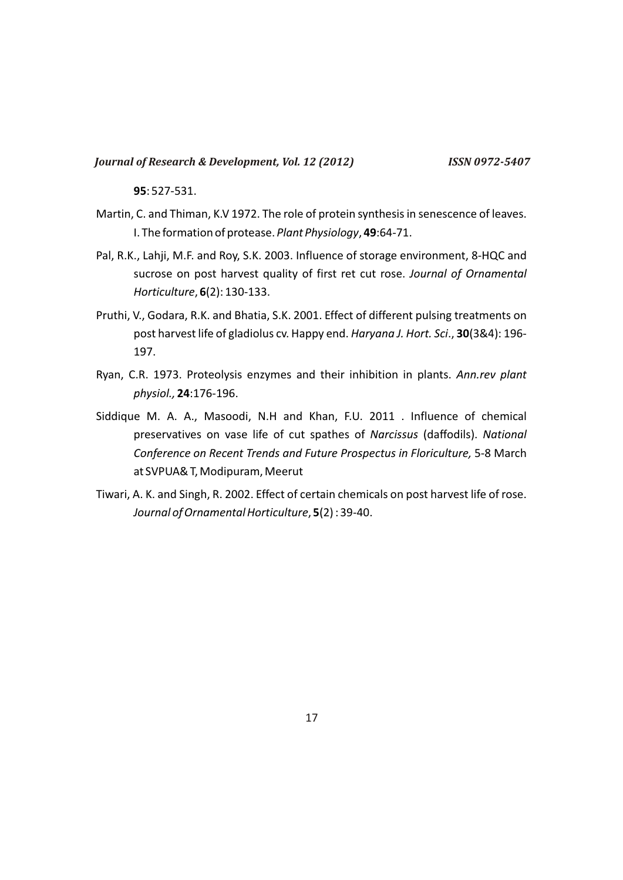**95**: 527-531.

Martin, C. and Thiman, K.V 1972. The role of protein synthesis in senescence of leaves. I. The formation of protease. *Plant Physiology*, **49**:64-71.

Pal, R.K., Lahji, M.F. and Roy, S.K. 2003. Influence of storage environment, 8-HQC and sucrose on post harvest quality of first ret cut rose. *Journal of Ornamental Horticulture*, **6**(2): 130-133.

Pruthi, V., Godara, R.K. and Bhatia, S.K. 2001. Effect of different pulsing treatments on post harvest life of gladiolus cv. Happy end. *Haryana J. Hort. Sci*., **30**(3&4): 196-197.

Ryan, C.R. 1973. Proteolysis enzymes and their inhibition in plants. *Ann.rev plant physiol.,* **24**:176-196.

Siddique M. A. A., Masoodi, N.H and Khan, F.U. 2011 . Influence of chemical preservatives on vase life of cut spathes of *Narcissus* (daffodils). *National Conference on Recent Trends and Future Prospectus in Floriculture,* 5-8 March at SVPUA& T, Modipuram, Meerut

Tiwari, A. K. and Singh, R. 2002. Effect of certain chemicals on post harvest life of rose. *Journal of Ornamental Horticulture*, **5**(2) : 39-40.